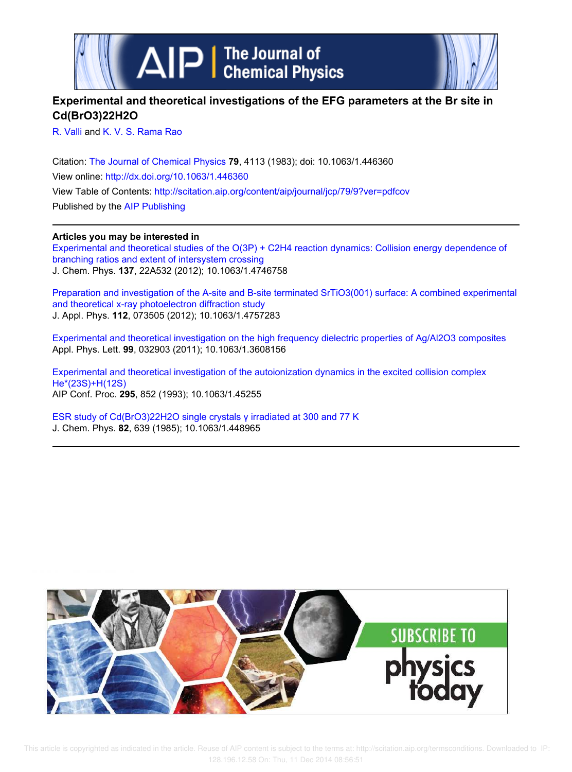# Experimental and theoretical investigations of the EFG parameters at the Br site in Cd(BrO3)22H2O

R. Valli and K. V. S. Rama Rao

Citation: The Journal of Chemical Physics **79**, 4113 (1983); doi: 10.1063/1.446360

View online: http://dx.doi.org/10.1063/1.446360

View Table of Contents: http://scitation.aip.org/content/aip/journal/jcp/79/9?ver=pdfcov

Published by the AIP Publishing

---

**Articles you may be interested in**

Experimental and theoretical studies of the O(3P) + C2H4 reaction dynamics: Collision energy dependence of branching ratios and extent of intersystem crossing
J. Chem. Phys. **137**, 22A532 (2012); 10.1063/1.4746758

Preparation and investigation of the A-site and B-site terminated SrTiO3(001) surface: A combined experimental and theoretical x-ray photoelectron diffraction study
J. Appl. Phys. **112**, 073505 (2012); 10.1063/1.4757283

Experimental and theoretical investigation on the high frequency dielectric properties of Ag/Al2O3 composites
Appl. Phys. Lett. **99**, 032903 (2011); 10.1063/1.3608156

Experimental and theoretical investigation of the autoionization dynamics in the excited collision complex He*(23S)+H(12S)
AIP Conf. Proc. **295**, 852 (1993); 10.1063/1.45255

ESR study of Cd(BrO3)22H2O single crystals γ irradiated at 300 and 77 K
J. Chem. Phys. **82**, 639 (1985); 10.1063/1.448965

---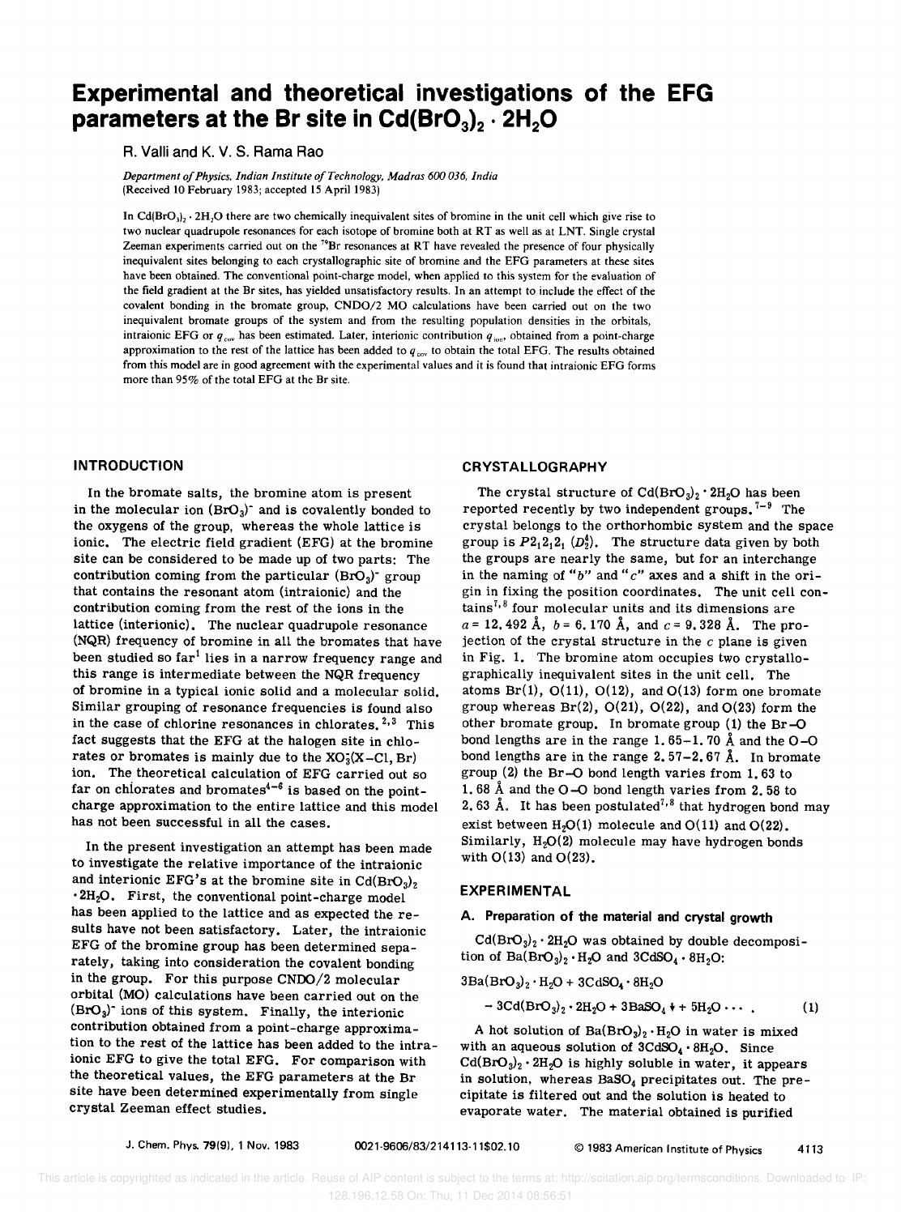# Experimental and theoretical investigations of the EFG parameters at the Br site in $Cd(BrO_3)_2 \cdot 2H_2O$

R. Valli and K. V. S. Rama Rao

*Department of Physics, Indian Institute of Technology, Madras 600 036, India*
(Received 10 February 1983; accepted 15 April 1983)

In $Cd(BrO_3)_2 \cdot 2H_2O$ there are two chemically inequivalent sites of bromine in the unit cell which give rise to two nuclear quadrupole resonances for each isotope of bromine both at RT as well as at LNT. Single crystal Zeeman experiments carried out on the $^{79}Br$ resonances at RT have revealed the presence of four physically inequivalent sites belonging to each crystallographic site of bromine and the EFG parameters at these sites have been obtained. The conventional point-charge model, when applied to this system for the evaluation of the field gradient at the Br sites, has yielded unsatisfactory results. In an attempt to include the effect of the covalent bonding in the bromate group, CNDO/2 MO calculations have been carried out on the two inequivalent bromate groups of the system and from the resulting population densities in the orbitals, intraionic EFG or $q_{cov}$ has been estimated. Later, interionic contribution $q_{ion}$, obtained from a point-charge approximation to the rest of the lattice has been added to $q_{cov}$ to obtain the total EFG. The results obtained from this model are in good agreement with the experimental values and it is found that intraionic EFG forms more than 95% of the total EFG at the Br site.

## INTRODUCTION

In the bromate salts, the bromine atom is present in the molecular ion $(BrO_3)^-$ and is covalently bonded to the oxygens of the group, whereas the whole lattice is ionic. The electric field gradient (EFG) at the bromine site can be considered to be made up of two parts: The contribution coming from the particular $(BrO_3)^-$ group that contains the resonant atom (intraionic) and the contribution coming from the rest of the ions in the lattice (interionic). The nuclear quadrupole resonance (NQR) frequency of bromine in all the bromates that have been studied so far[1] lies in a narrow frequency range and this range is intermediate between the NQR frequency of bromine in a typical ionic solid and a molecular solid. Similar grouping of resonance frequencies is found also in the case of chlorine resonances in chlorates.[2,3] This fact suggests that the EFG at the halogen site in chlorates or bromates is mainly due to the $XO_3^-$(X–Cl, Br) ion. The theoretical calculation of EFG carried out so far on chlorates and bromates[4-6] is based on the point-charge approximation to the entire lattice and this model has not been successful in all the cases.

In the present investigation an attempt has been made to investigate the relative importance of the intraionic and interionic EFG's at the bromine site in $Cd(BrO_3)_2 \cdot 2H_2O$. First, the conventional point-charge model has been applied to the lattice and as expected the results have not been satisfactory. Later, the intraionic EFG of the bromine group has been determined separately, taking into consideration the covalent bonding in the group. For this purpose CNDO/2 molecular orbital (MO) calculations have been carried out on the $(BrO_3)^-$ ions of this system. Finally, the interionic contribution obtained from a point-charge approximation to the rest of the lattice has been added to the intraionic EFG to give the total EFG. For comparison with the theoretical values, the EFG parameters at the Br site have been determined experimentally from single crystal Zeeman effect studies.

## CRYSTALLOGRAPHY

The crystal structure of $Cd(BrO_3)_2 \cdot 2H_2O$ has been reported recently by two independent groups.[7-9] The crystal belongs to the orthorhombic system and the space group is $P2_12_12_1$ ($D_2^4$). The structure data given by both the groups are nearly the same, but for an interchange in the naming of "$b$" and "$c$" axes and a shift in the origin in fixing the position coordinates. The unit cell contains[7,8] four molecular units and its dimensions are $a = 12.492$ Å, $b = 6.170$ Å, and $c = 9.328$ Å. The projection of the crystal structure in the $c$ plane is given in Fig. 1. The bromine atom occupies two crystallographically inequivalent sites in the unit cell. The atoms Br(1), O(11), O(12), and O(13) form one bromate group whereas Br(2), O(21), O(22), and O(23) form the other bromate group. In bromate group (1) the Br–O bond lengths are in the range 1.65–1.70 Å and the O–O bond lengths are in the range 2.57–2.67 Å. In bromate group (2) the Br–O bond length varies from 1.63 to 1.68 Å and the O–O bond length varies from 2.58 to 2.63 Å. It has been postulated[7,8] that hydrogen bond may exist between $H_2O(1)$ molecule and O(11) and O(22). Similarly, $H_2O(2)$ molecule may have hydrogen bonds with O(13) and O(23).

## EXPERIMENTAL

### A. Preparation of the material and crystal growth

$Cd(BrO_3)_2 \cdot 2H_2O$ was obtained by double decomposition of $Ba(BrO_3)_2 \cdot H_2O$ and $3CdSO_4 \cdot 8H_2O$:

$$3Ba(BrO_3)_2 \cdot H_2O + 3CdSO_4 \cdot 8H_2O \rightarrow 3Cd(BrO_3)_2 \cdot 2H_2O + 3BaSO_4 \downarrow + 5H_2O \cdots \quad (1)$$

A hot solution of $Ba(BrO_3)_2 \cdot H_2O$ in water is mixed with an aqueous solution of $3CdSO_4 \cdot 8H_2O$. Since $Cd(BrO_3)_2 \cdot 2H_2O$ is highly soluble in water, it appears in solution, whereas $BaSO_4$ precipitates out. The precipitate is filtered out and the solution is heated to evaporate water. The material obtained is purified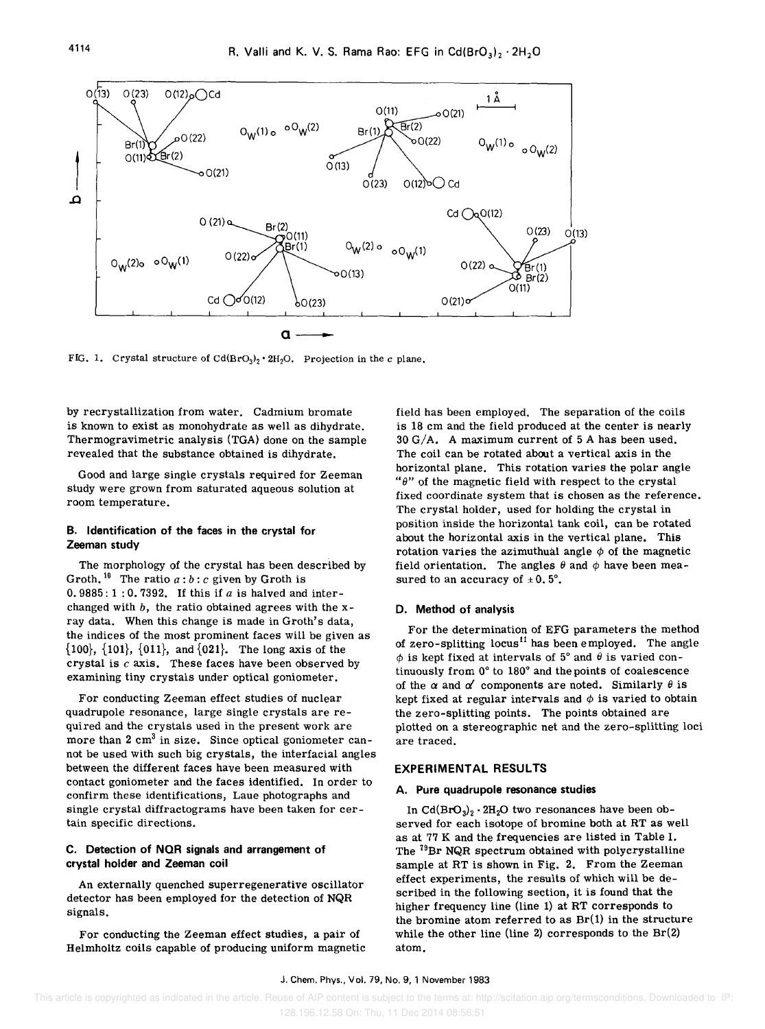FIG. 1. Crystal structure of $Cd(BrO_3)_2 \cdot 2H_2O$. Projection in the c plane.

by recrystallization from water. Cadmium bromate is known to exist as monohydrate as well as dihydrate. Thermogravimetric analysis (TGA) done on the sample revealed that the substance obtained is dihydrate.

Good and large single crystals required for Zeeman study were grown from saturated aqueous solution at room temperature.

### B. Identification of the faces in the crystal for Zeeman study

The morphology of the crystal has been described by Groth.[10] The ratio $a:b:c$ given by Groth is $0.9885:1:0.7392$. If this if $a$ is halved and interchanged with $b$, the ratio obtained agrees with the x-ray data. When this change is made in Groth's data, the indices of the most prominent faces will be given as {100}, {101}, {011}, and {021}. The long axis of the crystal is $c$ axis. These faces have been observed by examining tiny crystals under optical goniometer.

For conducting Zeeman effect studies of nuclear quadrupole resonance, large single crystals are required and the crystals used in the present work are more than 2 $cm^3$ in size. Since optical goniometer cannot be used with such big crystals, the interfacial angles between the different faces have been measured with contact goniometer and the faces identified. In order to confirm these identifications, Laue photographs and single crystal diffractograms have been taken for certain specific directions.

### C. Detection of NQR signals and arrangement of crystal holder and Zeeman coil

An externally quenched superregenerative oscillator detector has been employed for the detection of NQR signals.

For conducting the Zeeman effect studies, a pair of Helmholtz coils capable of producing uniform magnetic field has been employed. The separation of the coils is 18 cm and the field produced at the center is nearly 30 G/A. A maximum current of 5 A has been used. The coil can be rotated about a vertical axis in the horizontal plane. This rotation varies the polar angle "$\theta$" of the magnetic field with respect to the crystal fixed coordinate system that is chosen as the reference. The crystal holder, used for holding the crystal in position inside the horizontal tank coil, can be rotated about the horizontal axis in the vertical plane. This rotation varies the azimuthal angle $\phi$ of the magnetic field orientation. The angles $\theta$ and $\phi$ have been measured to an accuracy of $\pm 0.5°$.

### D. Method of analysis

For the determination of EFG parameters the method of zero-splitting locus[11] has been employed. The angle $\phi$ is kept fixed at intervals of 5° and $\theta$ is varied continuously from 0° to 180° and the points of coalescence of the $\alpha$ and $\alpha'$ components are noted. Similarly $\theta$ is kept fixed at regular intervals and $\phi$ is varied to obtain the zero-splitting points. The points obtained are plotted on a stereographic net and the zero-splitting loci are traced.

## EXPERIMENTAL RESULTS

### A. Pure quadrupole resonance studies

In $Cd(BrO_3)_2 \cdot 2H_2O$ two resonances have been observed for each isotope of bromine both at RT as well as at 77 K and the frequencies are listed in Table I. The $^{79}Br$ NQR spectrum obtained with polycrystalline sample at RT is shown in Fig. 2. From the Zeeman effect experiments, the results of which will be described in the following section, it is found that the higher frequency line (line 1) at RT corresponds to the bromine atom referred to as Br(1) in the structure while the other line (line 2) corresponds to the Br(2) atom.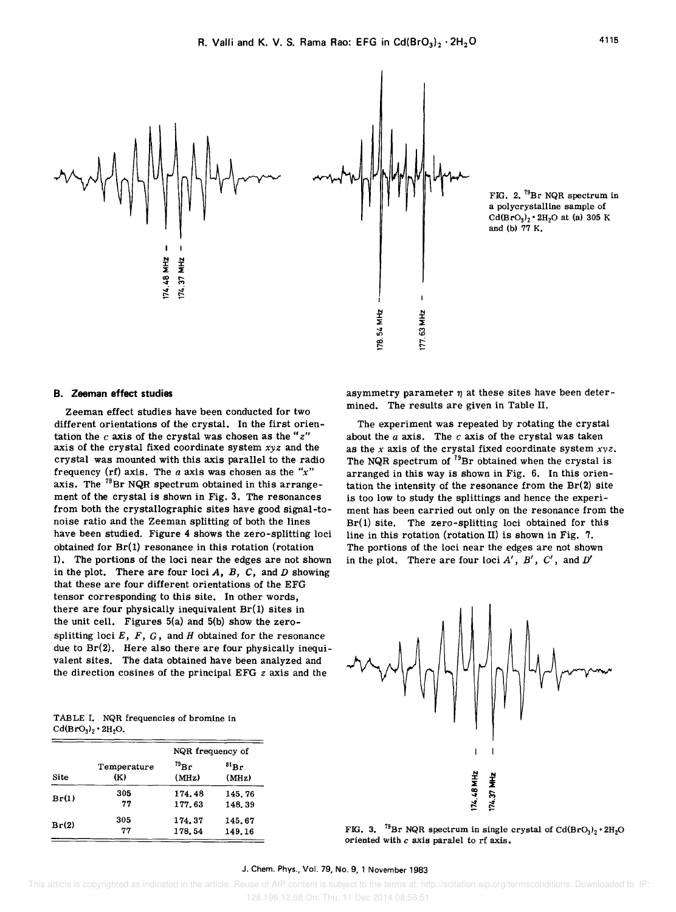FIG. 2. $^{79}$Br NQR spectrum in a polycrystalline sample of $Cd(BrO_3)_2 \cdot 2H_2O$ at (a) 305 K and (b) 77 K.

### B. Zeeman effect studies

Zeeman effect studies have been conducted for two different orientations of the crystal. In the first orientation the $c$ axis of the crystal was chosen as the "$z$" axis of the crystal fixed coordinate system $xyz$ and the crystal was mounted with this axis parallel to the radio frequency (rf) axis. The $a$ axis was chosen as the "$x$" axis. The $^{79}$Br NQR spectrum obtained in this arrangement of the crystal is shown in Fig. 3. The resonances from both the crystallographic sites have good signal-to-noise ratio and the Zeeman splitting of both the lines have been studied. Figure 4 shows the zero-splitting loci obtained for Br(1) resonance in this rotation (rotation I). The portions of the loci near the edges are not shown in the plot. There are four loci $A$, $B$, $C$, and $D$ showing that these are four different orientations of the EFG tensor corresponding to this site. In other words, there are four physically inequivalent Br(1) sites in the unit cell. Figures 5(a) and 5(b) show the zero-splitting loci $E$, $F$, $G$, and $H$ obtained for the resonance due to Br(2). Here also there are four physically inequivalent sites. The data obtained have been analyzed and the direction cosines of the principal EFG $z$ axis and the asymmetry parameter $\eta$ at these sites have been determined. The results are given in Table II.

The experiment was repeated by rotating the crystal about the $a$ axis. The $c$ axis of the crystal was taken as the $x$ axis of the crystal fixed coordinate system $xyz$. The NQR spectrum of $^{79}$Br obtained when the crystal is arranged in this way is shown in Fig. 6. In this orientation the intensity of the resonance from the Br(2) site is too low to study the splittings and hence the experiment has been carried out only on the resonance from the Br(1) site. The zero-splitting loci obtained for this line in this rotation (rotation II) is shown in Fig. 7. The portions of the loci near the edges are not shown in the plot. There are four loci $A'$, $B'$, $C'$, and $D'$

TABLE I. NQR frequencies of bromine in $Cd(BrO_3)_2 \cdot 2H_2O$.

| Site | Temperature (K) | NQR frequency of $^{79}$Br (MHz) | NQR frequency of $^{81}$Br (MHz) |
|---|---|---|---|
| Br(1) | 305 | 174.48 | 145.76 |
| | 77 | 177.63 | 148.39 |
| Br(2) | 305 | 174.37 | 145.67 |
| | 77 | 178.54 | 149.16 |

FIG. 3. $^{79}$Br NQR spectrum in single crystal of $Cd(BrO_3)_2 \cdot 2H_2O$ oriented with $c$ axis paralel to rf axis.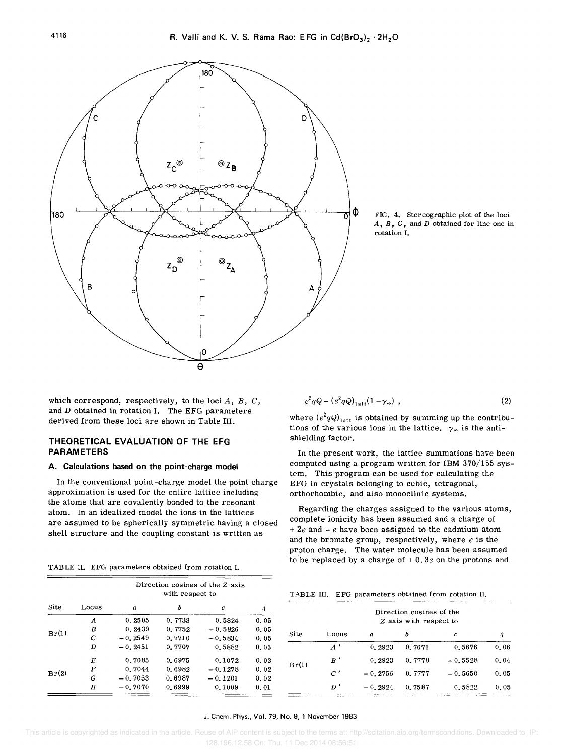FIG. 4. Stereographic plot of the loci $A$, $B$, $C$, and $D$ obtained for line one in rotation I.

which correspond, respectively, to the loci $A$, $B$, $C$, and $D$ obtained in rotation I. The EFG parameters derived from these loci are shown in Table III.

TABLE II. EFG parameters obtained from rotation I.

| Site | Locus | Direction cosines of the $Z$ axis with respect to | | | $\eta$ |
|---|---|---|---|---|---|
| | | $a$ | $b$ | $c$ | |
| Br(1) | $A$ | 0.2505 | 0.7733 | 0.5824 | 0.05 |
| | $B$ | 0.2439 | 0.7752 | −0.5826 | 0.05 |
| | $C$ | −0.2549 | 0.7710 | −0.5834 | 0.05 |
| | $D$ | −0.2451 | 0.7707 | 0.5882 | 0.05 |
| Br(2) | $E$ | 0.7085 | 0.6975 | 0.1072 | 0.03 |
| | $F$ | 0.7044 | 0.6982 | −0.1278 | 0.02 |
| | $G$ | −0.7053 | 0.6987 | −0.1201 | 0.02 |
| | $H$ | −0.7070 | 0.6999 | 0.1009 | 0.01 |

## THEORETICAL EVALUATION OF THE EFG PARAMETERS

### A. Calculations based on the point-charge model

In the conventional point-charge model the point charge approximation is used for the entire lattice including the atoms that are covalently bonded to the resonant atom. In an idealized model the ions in the lattices are assumed to be spherically symmetric having a closed shell structure and the coupling constant is written as

$$e^2qQ = (e^2qQ)_{\text{latt}}(1-\gamma_\infty) , \tag{2}$$

where $(e^2qQ)_{\text{latt}}$ is obtained by summing up the contributions of the various ions in the lattice. $\gamma_\infty$ is the antishielding factor.

In the present work, the lattice summations have been computed using a program written for IBM 370/155 system. This program can be used for calculating the EFG in crystals belonging to cubic, tetragonal, orthorhombic, and also monoclinic systems.

Regarding the charges assigned to the various atoms, complete ionicity has been assumed and a charge of $+2e$ and $-e$ have been assigned to the cadmium atom and the bromate group, respectively, where $e$ is the proton charge. The water molecule has been assumed to be replaced by a charge of $+0.3e$ on the protons and

TABLE III. EFG parameters obtained from rotation II.

| Site | Locus | Direction cosines of the $Z$ axis with respect to | | | $\eta$ |
|---|---|---|---|---|---|
| | | $a$ | $b$ | $c$ | |
| Br(1) | $A'$ | 0.2923 | 0.7671 | 0.5676 | 0.06 |
| | $B'$ | 0.2923 | 0.7778 | −0.5528 | 0.04 |
| | $C'$ | −0.2756 | 0.7777 | −0.5650 | 0.05 |
| | $D'$ | −0.2924 | 0.7587 | 0.5822 | 0.05 |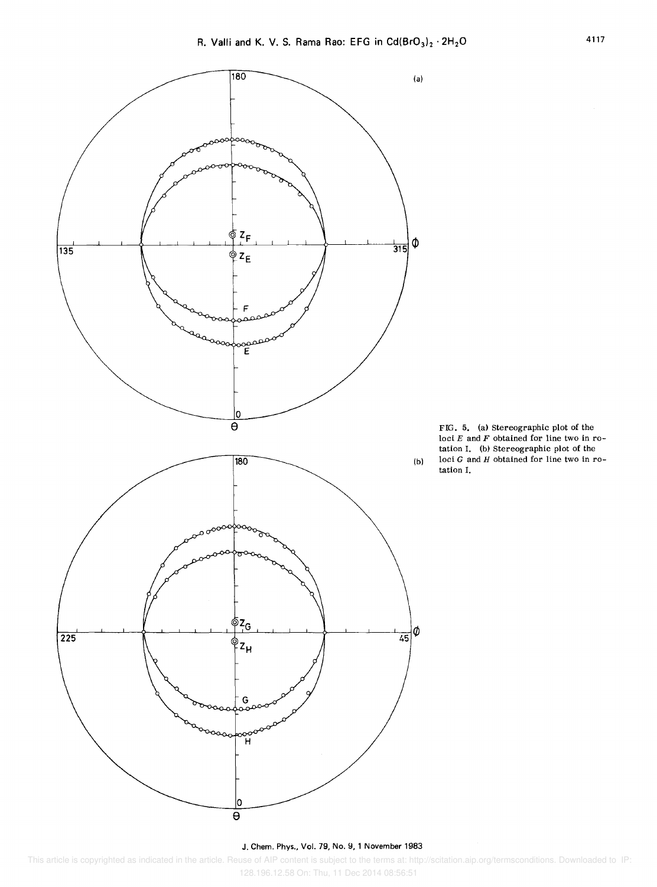FIG. 5. (a) Stereographic plot of the loci $E$ and $F$ obtained for line two in rotation I. (b) Stereographic plot of the loci $G$ and $H$ obtained for line two in rotation I.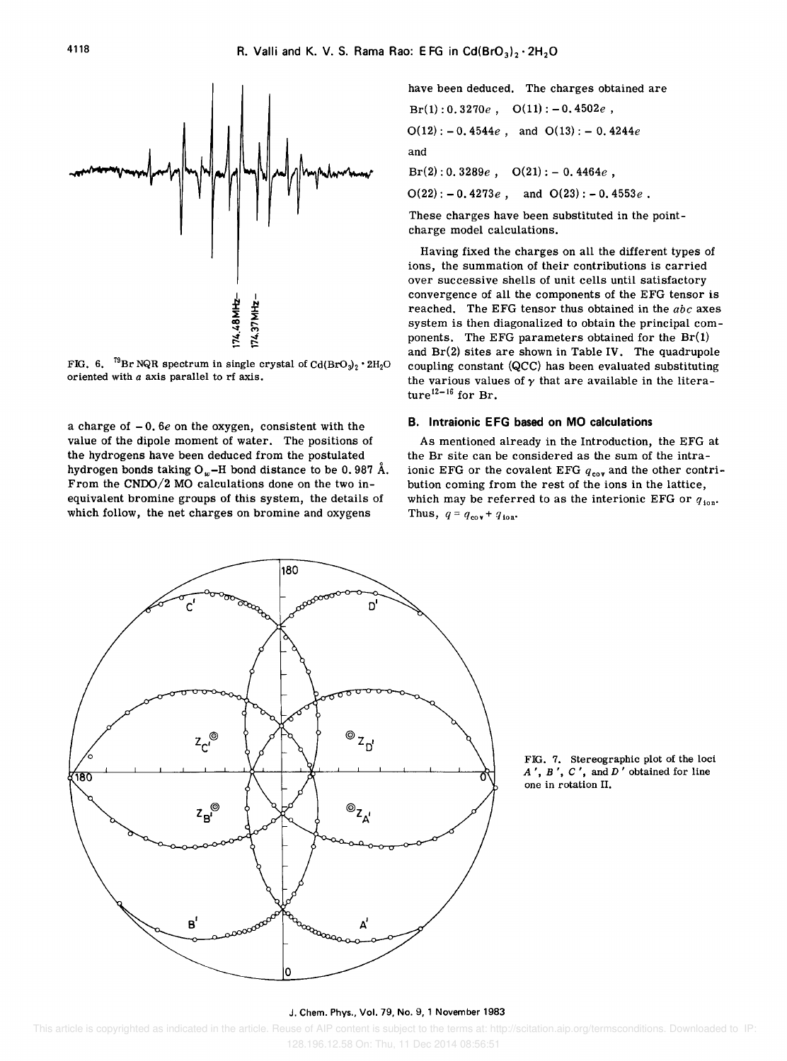FIG. 6. $^{79}$Br NQR spectrum in single crystal of $Cd(BrO_3)_2 \cdot 2H_2O$ oriented with $a$ axis parallel to rf axis.

a charge of $-0.6e$ on the oxygen, consistent with the value of the dipole moment of water. The positions of the hydrogens have been deduced from the postulated hydrogen bonds taking $O_w$–H bond distance to be 0.987 Å. From the CNDO/2 MO calculations done on the two inequivalent bromine groups of this system, the details of which follow, the net charges on bromine and oxygens have been deduced. The charges obtained are

Br(1): $0.3270e$, O(11): $-0.4502e$,

O(12): $-0.4544e$, and O(13): $-0.4244e$

and

Br(2): $0.3289e$, O(21): $-0.4464e$,

O(22): $-0.4273e$, and O(23): $-0.4553e$.

These charges have been substituted in the point-charge model calculations.

Having fixed the charges on all the different types of ions, the summation of their contributions is carried over successive shells of unit cells until satisfactory convergence of all the components of the EFG tensor is reached. The EFG tensor thus obtained in the $abc$ axes system is then diagonalized to obtain the principal components. The EFG parameters obtained for the Br(1) and Br(2) sites are shown in Table IV. The quadrupole coupling constant (QCC) has been evaluated substituting the various values of $\gamma$ that are available in the literature[12–16] for Br.

### B. Intraionic EFG based on MO calculations

As mentioned already in the Introduction, the EFG at the Br site can be considered as the sum of the intraionic EFG or the covalent EFG $q_{cov}$ and the other contribution coming from the rest of the ions in the lattice, which may be referred to as the interionic EFG or $q_{ion}$. Thus, $q = q_{cov} + q_{ion}$.

FIG. 7. Stereographic plot of the loci $A'$, $B'$, $C'$, and $D'$ obtained for line one in rotation II.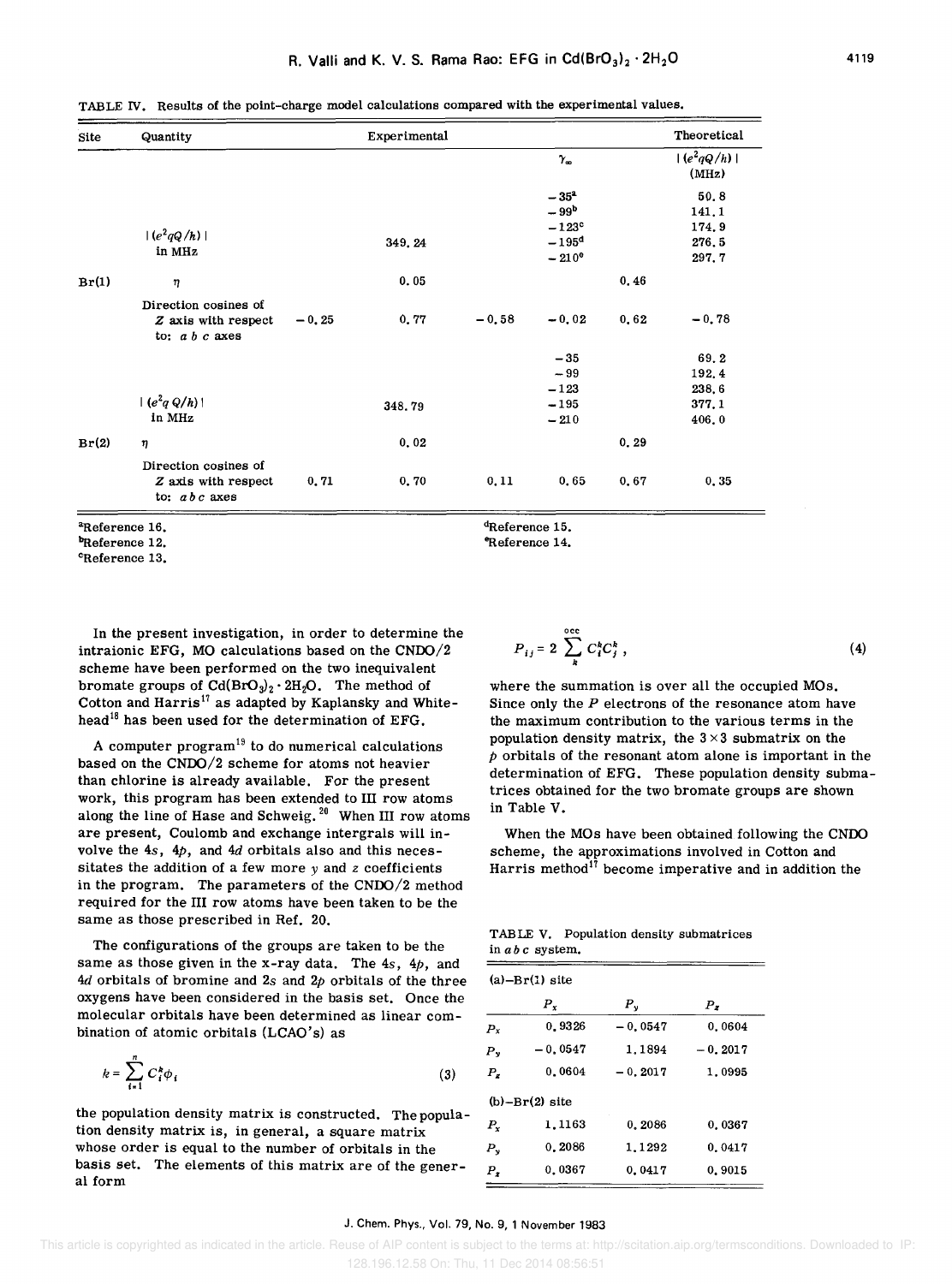TABLE IV. Results of the point-charge model calculations compared with the experimental values.

| Site | Quantity | Experimental | | | | | Theoretical |
|---|---|---|---|---|---|---|---|
| | | | | | $\gamma_\infty$ | | $\lvert (e^2qQ/h) \rvert$ (MHz) |
| | | | | | $-35$[a] | | 50.8 |
| | | | | | $-99$[b] | | 141.1 |
| | $\lvert (e^2qQ/h) \rvert$ in MHz | | 349.24 | | $-123$[c] | | 174.9 |
| | | | | | $-195$[d] | | 276.5 |
| | | | | | $-210$[e] | | 297.7 |
| Br(1) | $\eta$ | | 0.05 | | | 0.46 | |
| | Direction cosines of $Z$ axis with respect to: $a$ $b$ $c$ axes | $-0.25$ | 0.77 | $-0.58$ | $-0.02$ | 0.62 | $-0.78$ |
| | | | | | $-35$ | | 69.2 |
| | | | | | $-99$ | | 192.4 |
| | $\lvert (e^2qQ/h) \rvert$ in MHz | | 348.79 | | $-123$ | | 238.6 |
| | | | | | $-195$ | | 377.1 |
| | | | | | $-210$ | | 406.0 |
| Br(2) | $\eta$ | | 0.02 | | | 0.29 | |
| | Direction cosines of $Z$ axis with respect to: $a$ $b$ $c$ axes | 0.71 | 0.70 | 0.11 | 0.65 | 0.67 | 0.35 |

[a]Reference 16.
[b]Reference 12.
[c]Reference 13.
[d]Reference 15.
[e]Reference 14.

In the present investigation, in order to determine the intraionic EFG, MO calculations based on the CNDO/2 scheme have been performed on the two inequivalent bromate groups of $Cd(BrO_3)_2 \cdot 2H_2O$. The method of Cotton and Harris[17] as adapted by Kaplansky and Whitehead[18] has been used for the determination of EFG.

A computer program[19] to do numerical calculations based on the CNDO/2 scheme for atoms not heavier than chlorine is already available. For the present work, this program has been extended to III row atoms along the line of Hase and Schweig.[20] When III row atoms are present, Coulomb and exchange intergrals will involve the 4$s$, 4$p$, and 4$d$ orbitals also and this necessitates the addition of a few more $y$ and $z$ coefficients in the program. The parameters of the CNDO/2 method required for the III row atoms have been taken to be the same as those prescribed in Ref. 20.

The configurations of the groups are taken to be the same as those given in the x-ray data. The 4$s$, 4$p$, and 4$d$ orbitals of bromine and 2$s$ and 2$p$ orbitals of the three oxygens have been considered in the basis set. Once the molecular orbitals have been determined as linear combination of atomic orbitals (LCAO's) as

$$k = \sum_{i=1}^{n} C_i^k \phi_i \tag{3}$$

the population density matrix is constructed. The population density matrix is, in general, a square matrix whose order is equal to the number of orbitals in the basis set. The elements of this matrix are of the general form

$$P_{ij} = 2 \sum_{k}^{\text{occ}} C_i^k C_j^k \,, \tag{4}$$

where the summation is over all the occupied MOs. Since only the $P$ electrons of the resonance atom have the maximum contribution to the various terms in the population density matrix, the $3 \times 3$ submatrix on the $p$ orbitals of the resonant atom alone is important in the determination of EFG. These population density submatrices obtained for the two bromate groups are shown in Table V.

When the MOs have been obtained following the CNDO scheme, the approximations involved in Cotton and Harris method[17] become imperative and in addition the

TABLE V. Population density submatrices in $a\,b\,c$ system.

| (a)–Br(1) site | $P_x$ | $P_y$ | $P_z$ |
|---|---|---|---|
| $P_x$ | 0.9326 | $-0.0547$ | 0.0604 |
| $P_y$ | $-0.0547$ | 1.1894 | $-0.2017$ |
| $P_z$ | 0.0604 | $-0.2017$ | 1.0995 |
| **(b)–Br(2) site** | | | |
| $P_x$ | 1.1163 | 0.2086 | 0.0367 |
| $P_y$ | 0.2086 | 1.1292 | 0.0417 |
| $P_z$ | 0.0367 | 0.0417 | 0.9015 |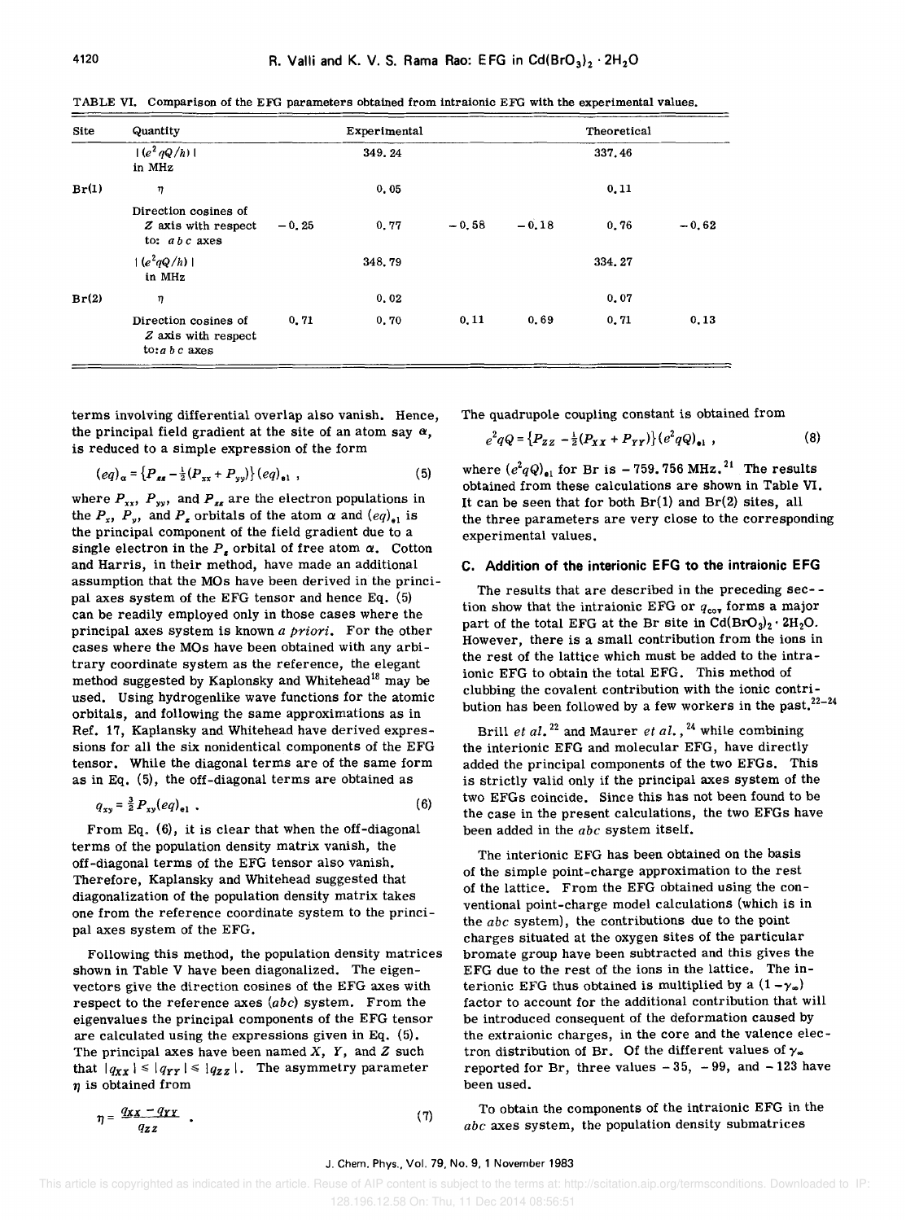TABLE VI. Comparison of the EFG parameters obtained from intraionic EFG with the experimental values.

| Site | Quantity | Experimental | | | Theoretical | | |
|---|---|---|---|---|---|---|---|
| | $\|(e^2qQ/h)\|$ in MHz | | 349.24 | | | 337.46 | |
| Br(1) | $\eta$ | | 0.05 | | | 0.11 | |
| | Direction cosines of $Z$ axis with respect to: $a\,b\,c$ axes | −0.25 | 0.77 | −0.58 | −0.18 | 0.76 | −0.62 |
| | $\|(e^2qQ/h)\|$ in MHz | | 348.79 | | | 334.27 | |
| Br(2) | $\eta$ | | 0.02 | | | 0.07 | |
| | Direction cosines of $Z$ axis with respect to: $a\,b\,c$ axes | 0.71 | 0.70 | 0.11 | 0.69 | 0.71 | 0.13 |

terms involving differential overlap also vanish. Hence, the principal field gradient at the site of an atom say $\alpha$, is reduced to a simple expression of the form

$$(eq)_\alpha = \{P_{zz} - \tfrac{1}{2}(P_{xx} + P_{yy})\}(eq)_{\mathrm{el}} \ , \tag{5}$$

where $P_{xx}$, $P_{yy}$, and $P_{zz}$ are the electron populations in the $P_x$, $P_y$, and $P_z$ orbitals of the atom $\alpha$ and $(eq)_{\mathrm{el}}$ is the principal component of the field gradient due to a single electron in the $P_z$ orbital of free atom $\alpha$. Cotton and Harris, in their method, have made an additional assumption that the MOs have been derived in the principal axes system of the EFG tensor and hence Eq. (5) can be readily employed only in those cases where the principal axes system is known *a priori*. For the other cases where the MOs have been obtained with any arbitrary coordinate system as the reference, the elegant method suggested by Kaplonsky and Whitehead[18] may be used. Using hydrogenlike wave functions for the atomic orbitals, and following the same approximations as in Ref. 17, Kaplansky and Whitehead have derived expressions for all the six nonidentical components of the EFG tensor. While the diagonal terms are of the same form as in Eq. (5), the off-diagonal terms are obtained as

$$q_{xy} = \tfrac{3}{2} P_{xy}(eq)_{\mathrm{el}} \ . \tag{6}$$

From Eq. (6), it is clear that when the off-diagonal terms of the population density matrix vanish, the off-diagonal terms of the EFG tensor also vanish. Therefore, Kaplansky and Whitehead suggested that diagonalization of the population density matrix takes one from the reference coordinate system to the principal axes system of the EFG.

Following this method, the population density matrices shown in Table V have been diagonalized. The eigenvectors give the direction cosines of the EFG axes with respect to the reference axes ($abc$) system. From the eigenvalues the principal components of the EFG tensor are calculated using the expressions given in Eq. (5). The principal axes have been named $X$, $Y$, and $Z$ such that $|q_{XX}| \leq |q_{YY}| \leq |q_{ZZ}|$. The asymmetry parameter $\eta$ is obtained from

$$\eta = \frac{q_{XX} - q_{YY}}{q_{ZZ}} \ . \tag{7}$$

The quadrupole coupling constant is obtained from

$$e^2qQ = \{P_{ZZ} - \tfrac{1}{2}(P_{XX} + P_{YY})\}(e^2qQ)_{\mathrm{el}} \ , \tag{8}$$

where $(e^2qQ)_{\mathrm{el}}$ for Br is −759.756 MHz.[21] The results obtained from these calculations are shown in Table VI. It can be seen that for both Br(1) and Br(2) sites, all the three parameters are very close to the corresponding experimental values.

### C. Addition of the interionic EFG to the intraionic EFG

The results that are described in the preceding section show that the intraionic EFG or $q_{\mathrm{cov}}$ forms a major part of the total EFG at the Br site in $Cd(BrO_3)_2 \cdot 2H_2O$. However, there is a small contribution from the ions in the rest of the lattice which must be added to the intraionic EFG to obtain the total EFG. This method of clubbing the covalent contribution with the ionic contribution has been followed by a few workers in the past.[22–24]

Brill *et al.*[22] and Maurer *et al.*,[24] while combining the interionic EFG and molecular EFG, have directly added the principal components of the two EFGs. This is strictly valid only if the principal axes system of the two EFGs coincide. Since this has not been found to be the case in the present calculations, the two EFGs have been added in the $abc$ system itself.

The interionic EFG has been obtained on the basis of the simple point-charge approximation to the rest of the lattice. From the EFG obtained using the conventional point-charge model calculations (which is in the $abc$ system), the contributions due to the point charges situated at the oxygen sites of the particular bromate group have been subtracted and this gives the EFG due to the rest of the ions in the lattice. The interionic EFG thus obtained is multiplied by a $(1-\gamma_\infty)$ factor to account for the additional contribution that will be introduced consequent of the deformation caused by the extraionic charges, in the core and the valence electron distribution of Br. Of the different values of $\gamma_\infty$ reported for Br, three values −35, −99, and −123 have been used.

To obtain the components of the intraionic EFG in the $abc$ axes system, the population density submatrices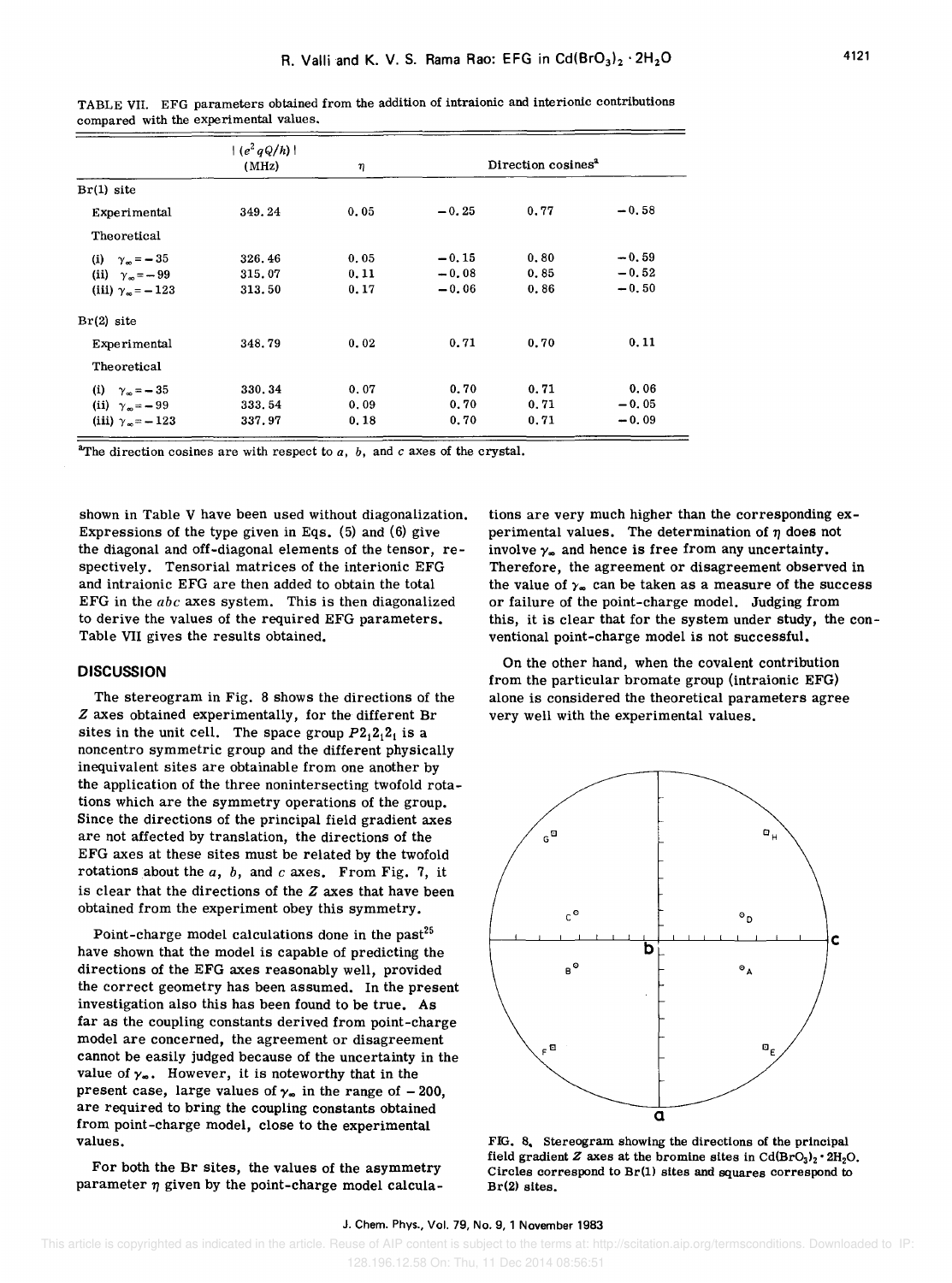TABLE VII. EFG parameters obtained from the addition of intraionic and interionic contributions compared with the experimental values.

| | $\|(e^2qQ/h)\|$ (MHz) | $\eta$ | Direction cosines[a] | | |
|---|---|---|---|---|---|
| Br(1) site | | | | | |
| Experimental | 349.24 | 0.05 | −0.25 | 0.77 | −0.58 |
| Theoretical | | | | | |
| (i) $\gamma_\infty = -35$ | 326.46 | 0.05 | −0.15 | 0.80 | −0.59 |
| (ii) $\gamma_\infty = -99$ | 315.07 | 0.11 | −0.08 | 0.85 | −0.52 |
| (iii) $\gamma_\infty = -123$ | 313.50 | 0.17 | −0.06 | 0.86 | −0.50 |
| Br(2) site | | | | | |
| Experimental | 348.79 | 0.02 | 0.71 | 0.70 | 0.11 |
| Theoretical | | | | | |
| (i) $\gamma_\infty = -35$ | 330.34 | 0.07 | 0.70 | 0.71 | 0.06 |
| (ii) $\gamma_\infty = -99$ | 333.54 | 0.09 | 0.70 | 0.71 | −0.05 |
| (iii) $\gamma_\infty = -123$ | 337.97 | 0.18 | 0.70 | 0.71 | −0.09 |

[a]The direction cosines are with respect to $a$, $b$, and $c$ axes of the crystal.

shown in Table V have been used without diagonalization. Expressions of the type given in Eqs. (5) and (6) give the diagonal and off-diagonal elements of the tensor, respectively. Tensorial matrices of the interionic EFG and intraionic EFG are then added to obtain the total EFG in the $abc$ axes system. This is then diagonalized to derive the values of the required EFG parameters. Table VII gives the results obtained.

## DISCUSSION

The stereogram in Fig. 8 shows the directions of the $Z$ axes obtained experimentally, for the different Br sites in the unit cell. The space group $P2_12_12_1$ is a noncentro symmetric group and the different physically inequivalent sites are obtainable from one another by the application of the three nonintersecting twofold rotations which are the symmetry operations of the group. Since the directions of the principal field gradient axes are not affected by translation, the directions of the EFG axes at these sites must be related by the twofold rotations about the $a$, $b$, and $c$ axes. From Fig. 7, it is clear that the directions of the $Z$ axes that have been obtained from the experiment obey this symmetry.

Point-charge model calculations done in the past[25] have shown that the model is capable of predicting the directions of the EFG axes reasonably well, provided the correct geometry has been assumed. In the present investigation also this has been found to be true. As far as the coupling constants derived from point-charge model are concerned, the agreement or disagreement cannot be easily judged because of the uncertainty in the value of $\gamma_\infty$. However, it is noteworthy that in the present case, large values of $\gamma_\infty$ in the range of −200, are required to bring the coupling constants obtained from point-charge model, close to the experimental values.

For both the Br sites, the values of the asymmetry parameter $\eta$ given by the point-charge model calculations are very much higher than the corresponding experimental values. The determination of $\eta$ does not involve $\gamma_\infty$ and hence is free from any uncertainty. Therefore, the agreement or disagreement observed in the value of $\gamma_\infty$ can be taken as a measure of the success or failure of the point-charge model. Judging from this, it is clear that for the system under study, the conventional point-charge model is not successful.

On the other hand, when the covalent contribution from the particular bromate group (intraionic EFG) alone is considered the theoretical parameters agree very well with the experimental values.

FIG. 8. Stereogram showing the directions of the principal field gradient $Z$ axes at the bromine sites in $Cd(BrO_3)_2 \cdot 2H_2O$. Circles correspond to Br(1) sites and squares correspond to Br(2) sites.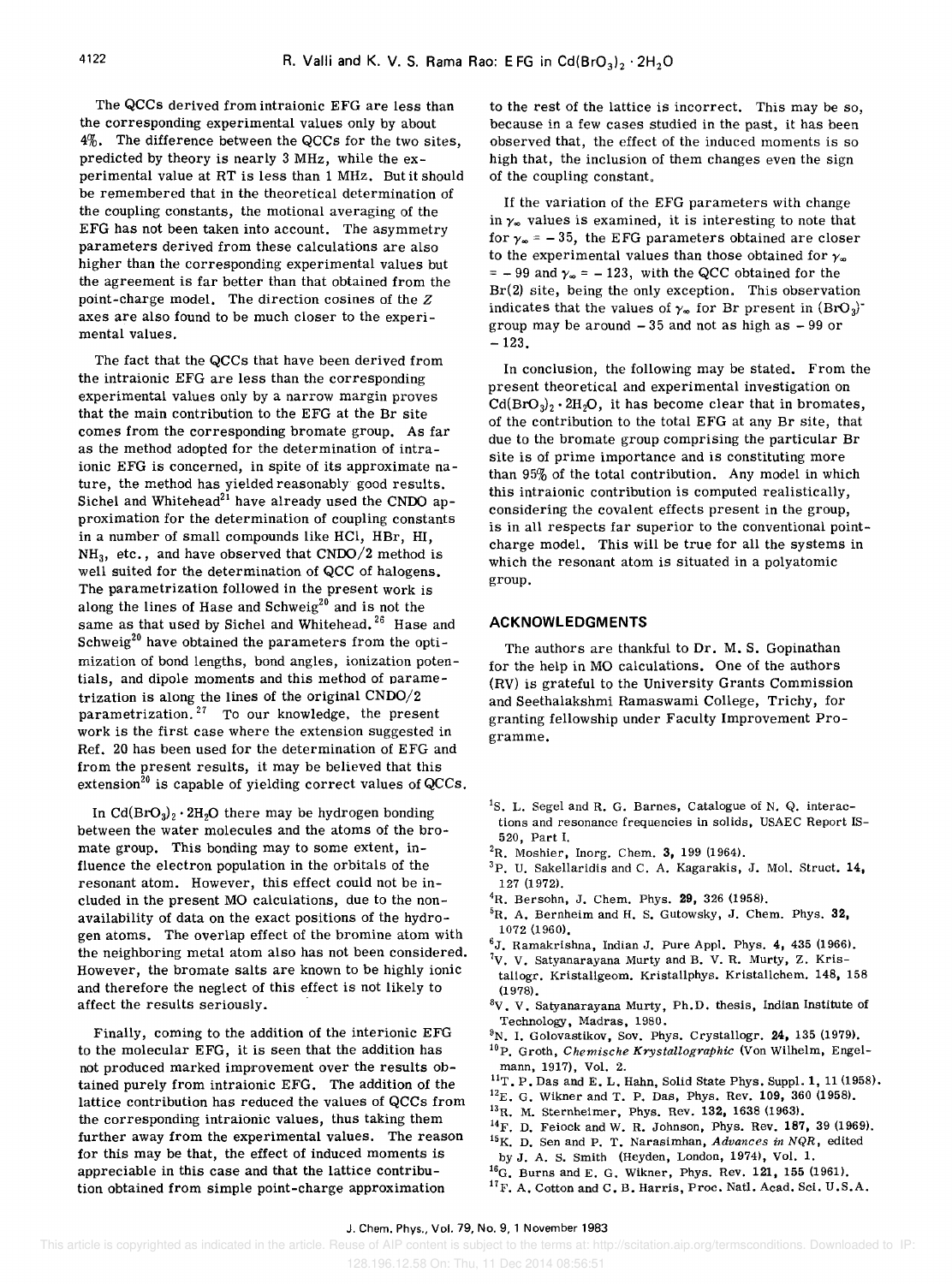The QCCs derived from intraionic EFG are less than the corresponding experimental values only by about 4%. The difference between the QCCs for the two sites, predicted by theory is nearly 3 MHz, while the experimental value at RT is less than 1 MHz. But it should be remembered that in the theoretical determination of the coupling constants, the motional averaging of the EFG has not been taken into account. The asymmetry parameters derived from these calculations are also higher than the corresponding experimental values but the agreement is far better than that obtained from the point-charge model. The direction cosines of the $Z$ axes are also found to be much closer to the experimental values.

The fact that the QCCs that have been derived from the intraionic EFG are less than the corresponding experimental values only by a narrow margin proves that the main contribution to the EFG at the Br site comes from the corresponding bromate group. As far as the method adopted for the determination of intraionic EFG is concerned, in spite of its approximate nature, the method has yielded reasonably good results. Sichel and Whitehead[21] have already used the CNDO approximation for the determination of coupling constants in a number of small compounds like HCl, HBr, HI, $NH_3$, etc., and have observed that CNDO/2 method is well suited for the determination of QCC of halogens. The parametrization followed in the present work is along the lines of Hase and Schweig[20] and is not the same as that used by Sichel and Whitehead.[26] Hase and Schweig[20] have obtained the parameters from the optimization of bond lengths, bond angles, ionization potentials, and dipole moments and this method of parametrization is along the lines of the original CNDO/2 parametrization.[27] To our knowledge, the present work is the first case where the extension suggested in Ref. 20 has been used for the determination of EFG and from the present results, it may be believed that this extension[20] is capable of yielding correct values of QCCs.

In $Cd(BrO_3)_2 \cdot 2H_2O$ there may be hydrogen bonding between the water molecules and the atoms of the bromate group. This bonding may to some extent, influence the electron population in the orbitals of the resonant atom. However, this effect could not be included in the present MO calculations, due to the non-availability of data on the exact positions of the hydrogen atoms. The overlap effect of the bromine atom with the neighboring metal atom also has not been considered. However, the bromate salts are known to be highly ionic and therefore the neglect of this effect is not likely to affect the results seriously.

Finally, coming to the addition of the interionic EFG to the molecular EFG, it is seen that the addition has not produced marked improvement over the results obtained purely from intraionic EFG. The addition of the lattice contribution has reduced the values of QCCs from the corresponding intraionic values, thus taking them further away from the experimental values. The reason for this may be that, the effect of induced moments is appreciable in this case and that the lattice contribution obtained from simple point-charge approximation to the rest of the lattice is incorrect. This may be so, because in a few cases studied in the past, it has been observed that, the effect of the induced moments is so high that, the inclusion of them changes even the sign of the coupling constant.

If the variation of the EFG parameters with change in $\gamma_\infty$ values is examined, it is interesting to note that for $\gamma_\infty = -35$, the EFG parameters obtained are closer to the experimental values than those obtained for $\gamma_\infty = -99$ and $\gamma_\infty = -123$, with the QCC obtained for the Br(2) site, being the only exception. This observation indicates that the values of $\gamma_\infty$ for Br present in $(BrO_3)^-$ group may be around $-35$ and not as high as $-99$ or $-123$.

In conclusion, the following may be stated. From the present theoretical and experimental investigation on $Cd(BrO_3)_2 \cdot 2H_2O$, it has become clear that in bromates, of the contribution to the total EFG at any Br site, that due to the bromate group comprising the particular Br site is of prime importance and is constituting more than 95% of the total contribution. Any model in which this intraionic contribution is computed realistically, considering the covalent effects present in the group, is in all respects far superior to the conventional point-charge model. This will be true for all the systems in which the resonant atom is situated in a polyatomic group.

## ACKNOWLEDGMENTS

The authors are thankful to Dr. M. S. Gopinathan for the help in MO calculations. One of the authors (RV) is grateful to the University Grants Commission and Seethalakshmi Ramaswami College, Trichy, for granting fellowship under Faculty Improvement Programme.

[1] S. L. Segel and R. G. Barnes, Catalogue of N. Q. interactions and resonance frequencies in solids, USAEC Report IS-520, Part I.

[2] R. Moshier, Inorg. Chem. **3**, 199 (1964).

[3] P. U. Sakellaridis and C. A. Kagarakis, J. Mol. Struct. **14**, 127 (1972).

[4] R. Bersohn, J. Chem. Phys. **29**, 326 (1958).

[5] R. A. Bernheim and H. S. Gutowsky, J. Chem. Phys. **32**, 1072 (1960).

[6] J. Ramakrishna, Indian J. Pure Appl. Phys. **4**, 435 (1966).

[7] V. V. Satyanarayana Murty and B. V. R. Murty, Z. Kristallogr. Kristallgeom. Kristallphys. Kristallchem. **148**, 158 (1978).

[8] V. V. Satyanarayana Murty, Ph.D. thesis, Indian Institute of Technology, Madras, 1980.

[9] N. I. Golovastikov, Sov. Phys. Crystallogr. **24**, 135 (1979).

[10] P. Groth, *Chemische Krystallographic* (Von Wilhelm, Engelmann, 1917), Vol. 2.

[11] T. P. Das and E. L. Hahn, Solid State Phys. Suppl. **1**, 11 (1958).

[12] E. G. Wikner and T. P. Das, Phys. Rev. **109**, 360 (1958).

[13] R. M. Sternheimer, Phys. Rev. **132**, 1638 (1963).

[14] F. D. Feiock and W. R. Johnson, Phys. Rev. **187**, 39 (1969).

[15] K. D. Sen and P. T. Narasimhan, *Advances in NQR*, edited by J. A. S. Smith (Heyden, London, 1974), Vol. 1.

[16] G. Burns and E. G. Wikner, Phys. Rev. **121**, 155 (1961).

[17] F. A. Cotton and C. B. Harris, Proc. Natl. Acad. Sci. U.S.A.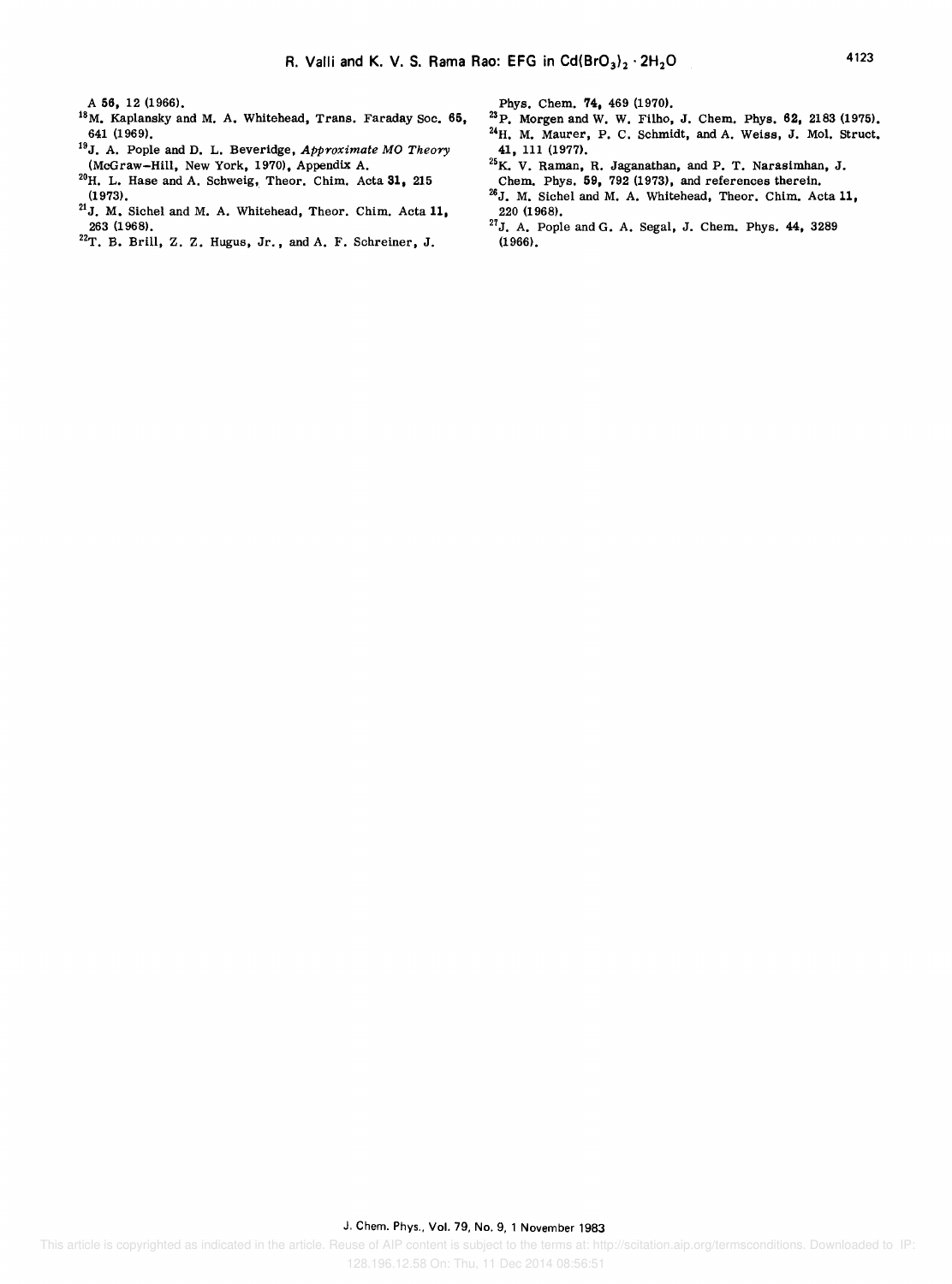A **56**, 12 (1966).

[18] M. Kaplansky and M. A. Whitehead, Trans. Faraday Soc. **65**, 641 (1969).

[19] J. A. Pople and D. L. Beveridge, *Approximate MO Theory* (McGraw–Hill, New York, 1970), Appendix A.

[20] H. L. Hase and A. Schweig, Theor. Chim. Acta **31**, 215 (1973).

[21] J. M. Sichel and M. A. Whitehead, Theor. Chim. Acta **11**, 263 (1968).

[22] T. B. Brill, Z. Z. Hugus, Jr., and A. F. Schreiner, J. Phys. Chem. **74**, 469 (1970).

[23] P. Morgen and W. W. Filho, J. Chem. Phys. **62**, 2183 (1975).

[24] H. M. Maurer, P. C. Schmidt, and A. Weiss, J. Mol. Struct. **41**, 111 (1977).

[25] K. V. Raman, R. Jaganathan, and P. T. Narasimhan, J. Chem. Phys. **59**, 792 (1973), and references therein.

[26] J. M. Sichel and M. A. Whitehead, Theor. Chim. Acta **11**, 220 (1968).

[27] J. A. Pople and G. A. Segal, J. Chem. Phys. **44**, 3289 (1966).

This article is copyrighted as indicated in the article. Reuse of AIP content is subject to the terms at: http://scitation.aip.org/termsconditions. Downloaded to IP: 128.196.12.58 On: Thu, 11 Dec 2014 08:56:51